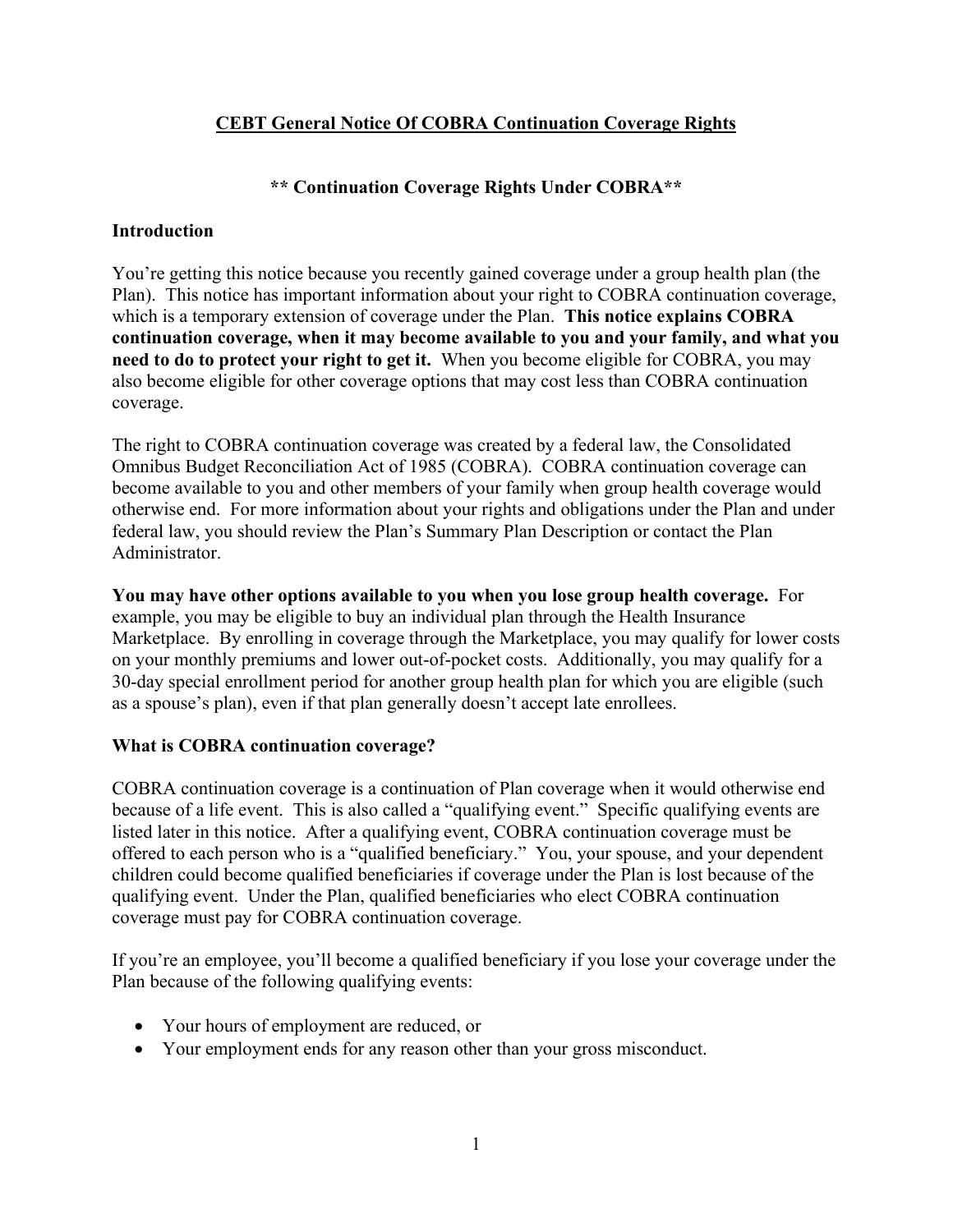# CEBT General Notice Of COBRA Continuation Coverage Rights

## ** Continuation Coverage Rights Under COBRA**

### Introduction

You're getting this notice because you recently gained coverage under a group health plan (the Plan). This notice has important information about your right to COBRA continuation coverage, which is a temporary extension of coverage under the Plan. **This notice explains COBRA continuation coverage, when it may become available to you and your family, and what you need to do to protect your right to get it.** When you become eligible for COBRA, you may also become eligible for other coverage options that may cost less than COBRA continuation coverage.

The right to COBRA continuation coverage was created by a federal law, the Consolidated Omnibus Budget Reconciliation Act of 1985 (COBRA). COBRA continuation coverage can become available to you and other members of your family when group health coverage would otherwise end. For more information about your rights and obligations under the Plan and under federal law, you should review the Plan's Summary Plan Description or contact the Plan Administrator.

**You may have other options available to you when you lose group health coverage.** For example, you may be eligible to buy an individual plan through the Health Insurance Marketplace. By enrolling in coverage through the Marketplace, you may qualify for lower costs on your monthly premiums and lower out-of-pocket costs. Additionally, you may qualify for a 30-day special enrollment period for another group health plan for which you are eligible (such as a spouse's plan), even if that plan generally doesn't accept late enrollees.

### What is COBRA continuation coverage?

COBRA continuation coverage is a continuation of Plan coverage when it would otherwise end because of a life event. This is also called a "qualifying event." Specific qualifying events are listed later in this notice. After a qualifying event, COBRA continuation coverage must be offered to each person who is a "qualified beneficiary." You, your spouse, and your dependent children could become qualified beneficiaries if coverage under the Plan is lost because of the qualifying event. Under the Plan, qualified beneficiaries who elect COBRA continuation coverage must pay for COBRA continuation coverage.

If you're an employee, you'll become a qualified beneficiary if you lose your coverage under the Plan because of the following qualifying events:

- Your hours of employment are reduced, or
- Your employment ends for any reason other than your gross misconduct.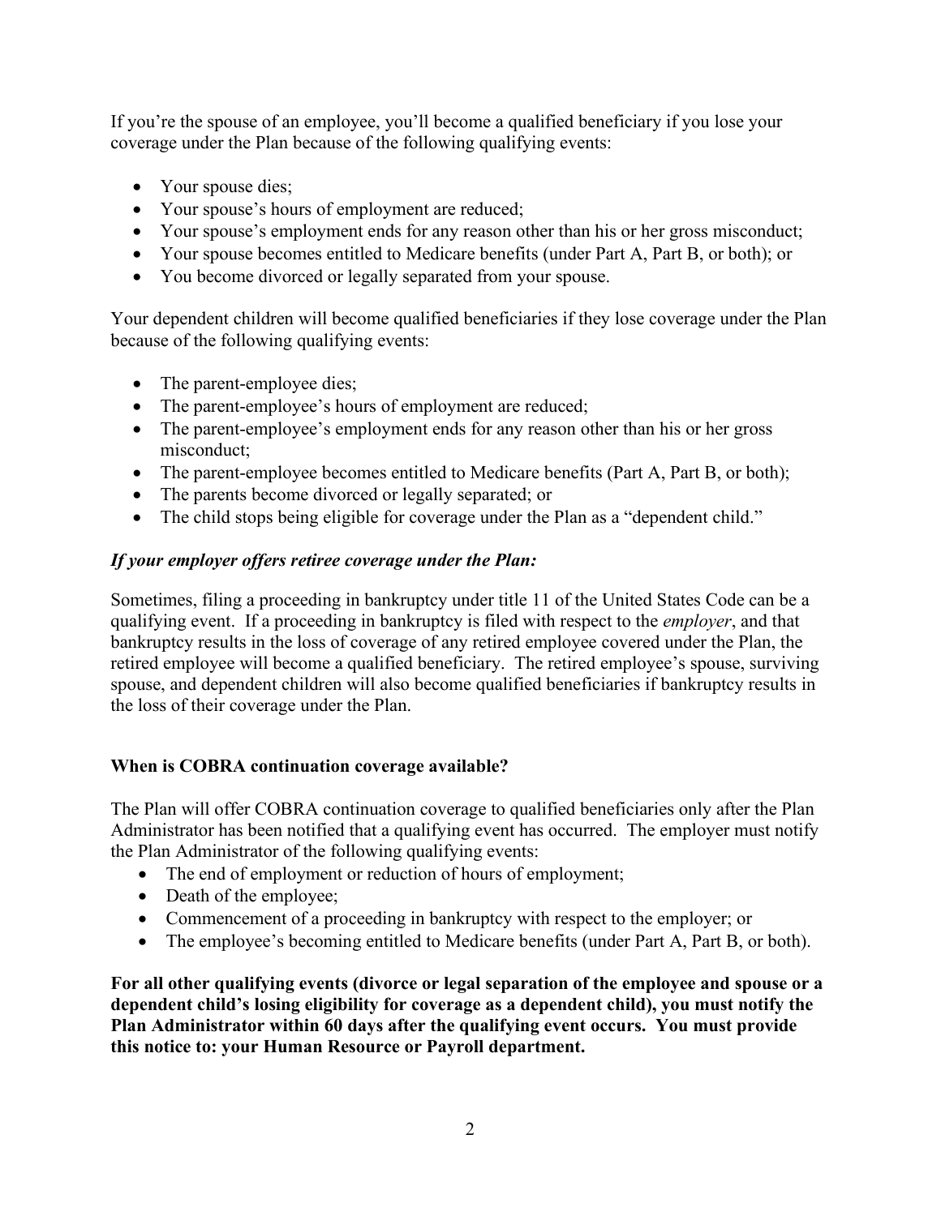If you're the spouse of an employee, you'll become a qualified beneficiary if you lose your coverage under the Plan because of the following qualifying events:

- Your spouse dies;
- Your spouse's hours of employment are reduced;
- Your spouse's employment ends for any reason other than his or her gross misconduct;
- Your spouse becomes entitled to Medicare benefits (under Part A, Part B, or both); or
- You become divorced or legally separated from your spouse.

Your dependent children will become qualified beneficiaries if they lose coverage under the Plan because of the following qualifying events:

- The parent-employee dies;
- The parent-employee's hours of employment are reduced;
- The parent-employee's employment ends for any reason other than his or her gross misconduct;
- The parent-employee becomes entitled to Medicare benefits (Part A, Part B, or both);
- The parents become divorced or legally separated; or
- The child stops being eligible for coverage under the Plan as a "dependent child."

***If your employer offers retiree coverage under the Plan:***

Sometimes, filing a proceeding in bankruptcy under title 11 of the United States Code can be a qualifying event. If a proceeding in bankruptcy is filed with respect to the *employer*, and that bankruptcy results in the loss of coverage of any retired employee covered under the Plan, the retired employee will become a qualified beneficiary. The retired employee's spouse, surviving spouse, and dependent children will also become qualified beneficiaries if bankruptcy results in the loss of their coverage under the Plan.

**When is COBRA continuation coverage available?**

The Plan will offer COBRA continuation coverage to qualified beneficiaries only after the Plan Administrator has been notified that a qualifying event has occurred. The employer must notify the Plan Administrator of the following qualifying events:

- The end of employment or reduction of hours of employment;
- Death of the employee;
- Commencement of a proceeding in bankruptcy with respect to the employer; or
- The employee's becoming entitled to Medicare benefits (under Part A, Part B, or both).

**For all other qualifying events (divorce or legal separation of the employee and spouse or a dependent child's losing eligibility for coverage as a dependent child), you must notify the Plan Administrator within 60 days after the qualifying event occurs. You must provide this notice to: your Human Resource or Payroll department.**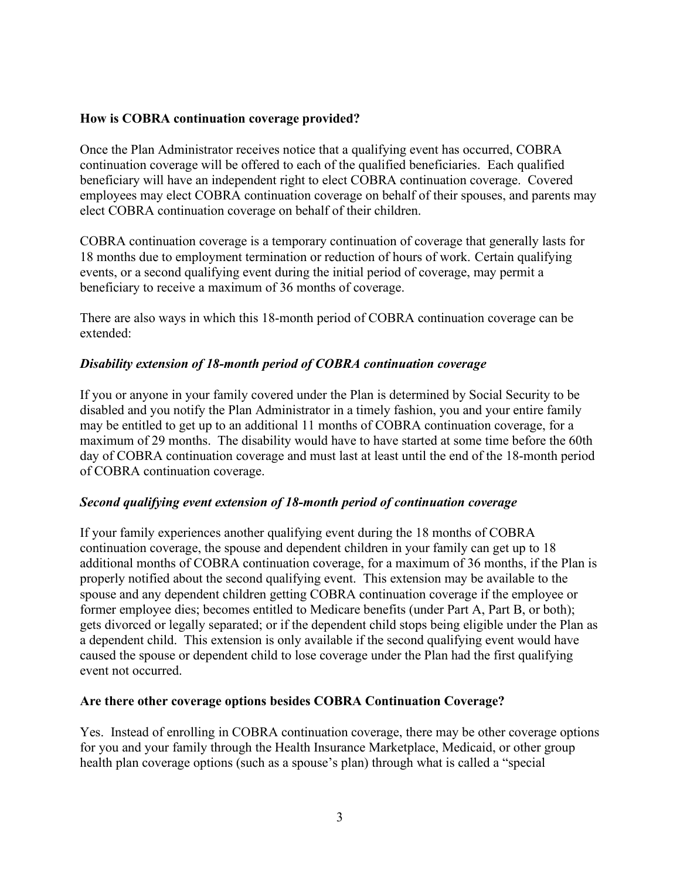**How is COBRA continuation coverage provided?**

Once the Plan Administrator receives notice that a qualifying event has occurred, COBRA continuation coverage will be offered to each of the qualified beneficiaries. Each qualified beneficiary will have an independent right to elect COBRA continuation coverage. Covered employees may elect COBRA continuation coverage on behalf of their spouses, and parents may elect COBRA continuation coverage on behalf of their children.

COBRA continuation coverage is a temporary continuation of coverage that generally lasts for 18 months due to employment termination or reduction of hours of work. Certain qualifying events, or a second qualifying event during the initial period of coverage, may permit a beneficiary to receive a maximum of 36 months of coverage.

There are also ways in which this 18-month period of COBRA continuation coverage can be extended:

***Disability extension of 18-month period of COBRA continuation coverage***

If you or anyone in your family covered under the Plan is determined by Social Security to be disabled and you notify the Plan Administrator in a timely fashion, you and your entire family may be entitled to get up to an additional 11 months of COBRA continuation coverage, for a maximum of 29 months. The disability would have to have started at some time before the 60th day of COBRA continuation coverage and must last at least until the end of the 18-month period of COBRA continuation coverage.

***Second qualifying event extension of 18-month period of continuation coverage***

If your family experiences another qualifying event during the 18 months of COBRA continuation coverage, the spouse and dependent children in your family can get up to 18 additional months of COBRA continuation coverage, for a maximum of 36 months, if the Plan is properly notified about the second qualifying event. This extension may be available to the spouse and any dependent children getting COBRA continuation coverage if the employee or former employee dies; becomes entitled to Medicare benefits (under Part A, Part B, or both); gets divorced or legally separated; or if the dependent child stops being eligible under the Plan as a dependent child. This extension is only available if the second qualifying event would have caused the spouse or dependent child to lose coverage under the Plan had the first qualifying event not occurred.

**Are there other coverage options besides COBRA Continuation Coverage?**

Yes. Instead of enrolling in COBRA continuation coverage, there may be other coverage options for you and your family through the Health Insurance Marketplace, Medicaid, or other group health plan coverage options (such as a spouse's plan) through what is called a "special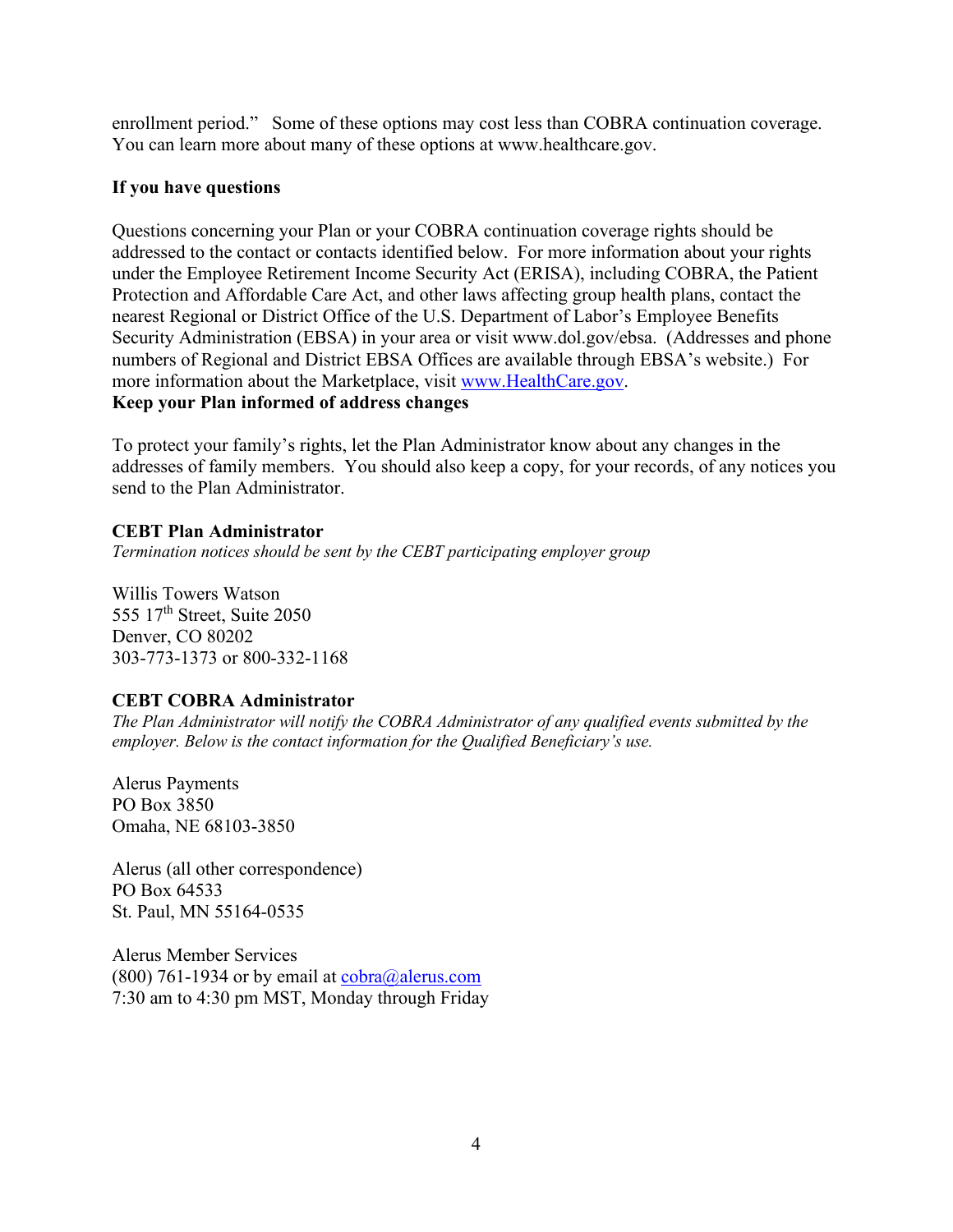enrollment period." Some of these options may cost less than COBRA continuation coverage. You can learn more about many of these options at www.healthcare.gov.

**If you have questions**

Questions concerning your Plan or your COBRA continuation coverage rights should be addressed to the contact or contacts identified below. For more information about your rights under the Employee Retirement Income Security Act (ERISA), including COBRA, the Patient Protection and Affordable Care Act, and other laws affecting group health plans, contact the nearest Regional or District Office of the U.S. Department of Labor's Employee Benefits Security Administration (EBSA) in your area or visit www.dol.gov/ebsa. (Addresses and phone numbers of Regional and District EBSA Offices are available through EBSA's website.) For more information about the Marketplace, visit [www.HealthCare.gov](http://www.HealthCare.gov).

**Keep your Plan informed of address changes**

To protect your family's rights, let the Plan Administrator know about any changes in the addresses of family members. You should also keep a copy, for your records, of any notices you send to the Plan Administrator.

**CEBT Plan Administrator**

*Termination notices should be sent by the CEBT participating employer group*

Willis Towers Watson
555 17th Street, Suite 2050
Denver, CO 80202
303-773-1373 or 800-332-1168

**CEBT COBRA Administrator**

*The Plan Administrator will notify the COBRA Administrator of any qualified events submitted by the employer. Below is the contact information for the Qualified Beneficiary's use.*

Alerus Payments
PO Box 3850
Omaha, NE 68103-3850

Alerus (all other correspondence)
PO Box 64533
St. Paul, MN 55164-0535

Alerus Member Services
(800) 761-1934 or by email at [cobra@alerus.com](mailto:cobra@alerus.com)
7:30 am to 4:30 pm MST, Monday through Friday